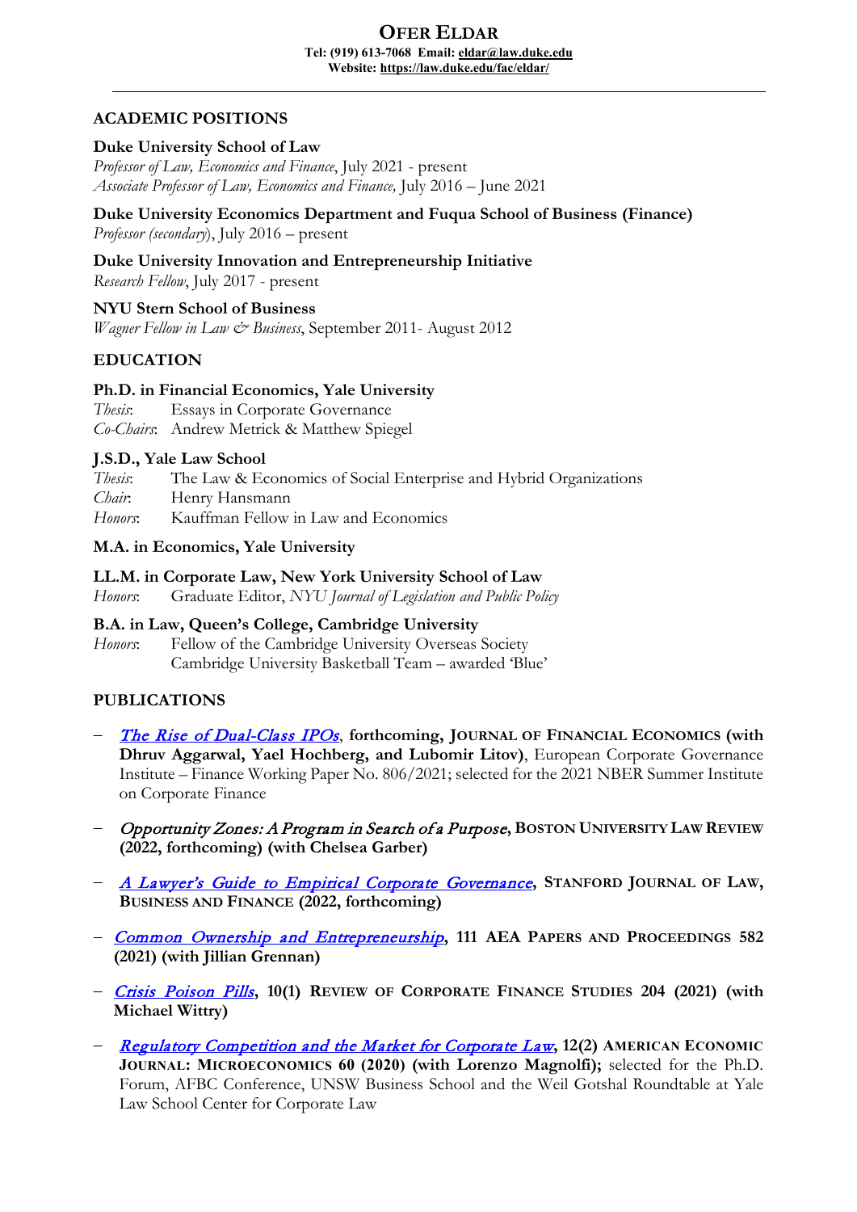# OFER ELDAR

**Tel: (919) 613-7068 Email: eldar@law.duke.edu**
**Website: https://law.duke.edu/fac/eldar/**

---

## ACADEMIC POSITIONS

**Duke University School of Law**
*Professor of Law, Economics and Finance*, July 2021 - present
*Associate Professor of Law, Economics and Finance,* July 2016 – June 2021

**Duke University Economics Department and Fuqua School of Business (Finance)**
*Professor (secondary)*, July 2016 – present

**Duke University Innovation and Entrepreneurship Initiative**
*Research Fellow*, July 2017 - present

**NYU Stern School of Business**
*Wagner Fellow in Law & Business*, September 2011- August 2012

## EDUCATION

**Ph.D. in Financial Economics, Yale University**
*Thesis*: Essays in Corporate Governance
*Co-Chairs*: Andrew Metrick & Matthew Spiegel

**J.S.D., Yale Law School**
*Thesis*: The Law & Economics of Social Enterprise and Hybrid Organizations
*Chair*: Henry Hansmann
*Honors*: Kauffman Fellow in Law and Economics

**M.A. in Economics, Yale University**

**LL.M. in Corporate Law, New York University School of Law**
*Honors*: Graduate Editor, *NYU Journal of Legislation and Public Policy*

**B.A. in Law, Queen's College, Cambridge University**
*Honors*: Fellow of the Cambridge University Overseas Society
Cambridge University Basketball Team – awarded 'Blue'

## PUBLICATIONS

- *The Rise of Dual-Class IPOs*, **forthcoming, JOURNAL OF FINANCIAL ECONOMICS (with Dhruv Aggarwal, Yael Hochberg, and Lubomir Litov)**, European Corporate Governance Institute – Finance Working Paper No. 806/2021; selected for the 2021 NBER Summer Institute on Corporate Finance
- *Opportunity Zones: A Program in Search of a Purpose*, **BOSTON UNIVERSITY LAW REVIEW (2022, forthcoming) (with Chelsea Garber)**
- *A Lawyer's Guide to Empirical Corporate Governance*, **STANFORD JOURNAL OF LAW, BUSINESS AND FINANCE (2022, forthcoming)**
- *Common Ownership and Entrepreneurship*, **111 AEA PAPERS AND PROCEEDINGS 582 (2021) (with Jillian Grennan)**
- *Crisis Poison Pills*, **10(1) REVIEW OF CORPORATE FINANCE STUDIES 204 (2021) (with Michael Wittry)**
- *Regulatory Competition and the Market for Corporate Law*, **12(2) AMERICAN ECONOMIC JOURNAL: MICROECONOMICS 60 (2020) (with Lorenzo Magnolfi);** selected for the Ph.D. Forum, AFBC Conference, UNSW Business School and the Weil Gotshal Roundtable at Yale Law School Center for Corporate Law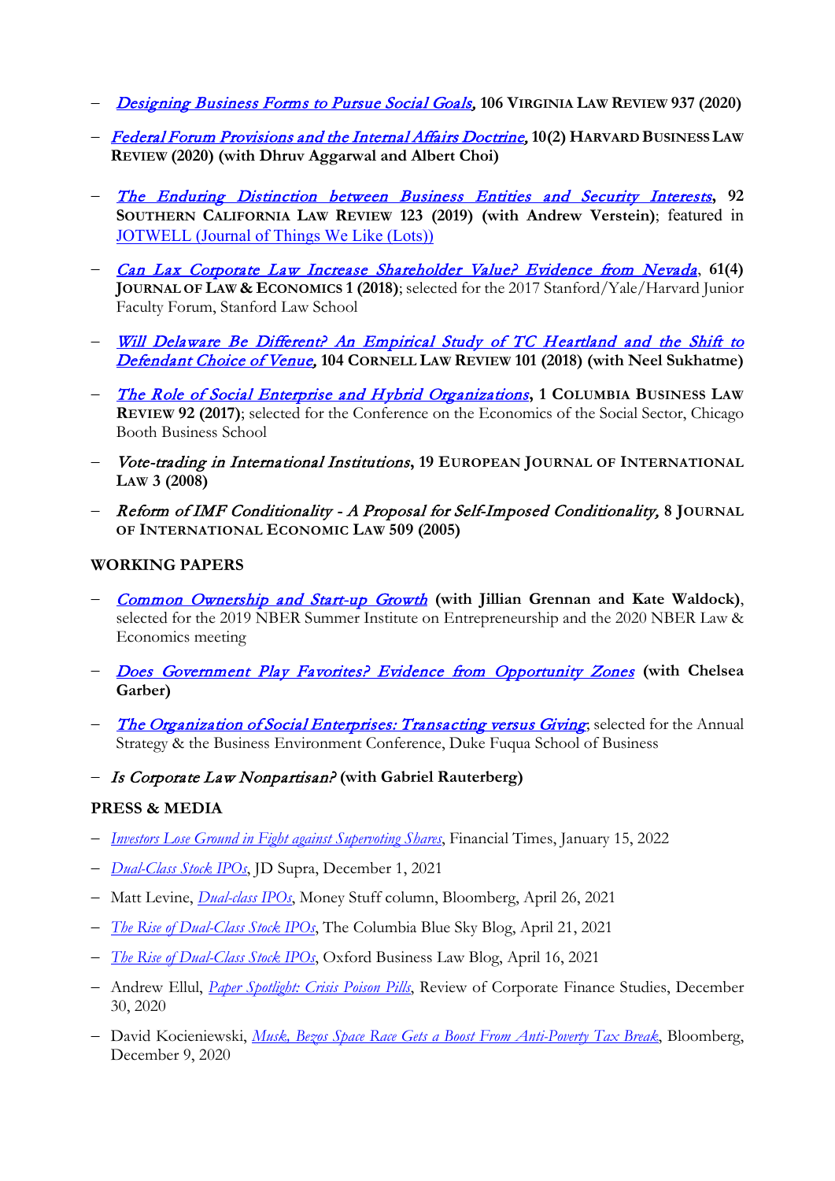- *Designing Business Forms to Pursue Social Goals*, **106 Virginia Law Review 937 (2020)**
- *Federal Forum Provisions and the Internal Affairs Doctrine*, **10(2) Harvard Business Law Review (2020) (with Dhruv Aggarwal and Albert Choi)**
- *The Enduring Distinction between Business Entities and Security Interests*, **92 Southern California Law Review 123 (2019) (with Andrew Verstein)**; featured in JOTWELL (Journal of Things We Like (Lots))
- *Can Lax Corporate Law Increase Shareholder Value? Evidence from Nevada*, **61(4) Journal of Law & Economics 1 (2018)**; selected for the 2017 Stanford/Yale/Harvard Junior Faculty Forum, Stanford Law School
- *Will Delaware Be Different? An Empirical Study of TC Heartland and the Shift to Defendant Choice of Venue*, **104 Cornell Law Review 101 (2018) (with Neel Sukhatme)**
- *The Role of Social Enterprise and Hybrid Organizations*, **1 Columbia Business Law Review 92 (2017)**; selected for the Conference on the Economics of the Social Sector, Chicago Booth Business School
- *Vote-trading in International Institutions*, **19 European Journal of International Law 3 (2008)**
- *Reform of IMF Conditionality - A Proposal for Self-Imposed Conditionality*, **8 Journal of International Economic Law 509 (2005)**

**WORKING PAPERS**

- *Common Ownership and Start-up Growth* **(with Jillian Grennan and Kate Waldock)**, selected for the 2019 NBER Summer Institute on Entrepreneurship and the 2020 NBER Law & Economics meeting
- *Does Government Play Favorites? Evidence from Opportunity Zones* **(with Chelsea Garber)**
- *The Organization of Social Enterprises: Transacting versus Giving*; selected for the Annual Strategy & the Business Environment Conference, Duke Fuqua School of Business
- *Is Corporate Law Nonpartisan?* **(with Gabriel Rauterberg)**

**PRESS & MEDIA**

- *Investors Lose Ground in Fight against Supervoting Shares*, Financial Times, January 15, 2022
- *Dual-Class Stock IPOs*, JD Supra, December 1, 2021
- Matt Levine, *Dual-class IPOs*, Money Stuff column, Bloomberg, April 26, 2021
- *The Rise of Dual-Class Stock IPOs*, The Columbia Blue Sky Blog, April 21, 2021
- *The Rise of Dual-Class Stock IPOs*, Oxford Business Law Blog, April 16, 2021
- Andrew Ellul, *Paper Spotlight: Crisis Poison Pills*, Review of Corporate Finance Studies, December 30, 2020
- David Kocieniewski, *Musk, Bezos Space Race Gets a Boost From Anti-Poverty Tax Break*, Bloomberg, December 9, 2020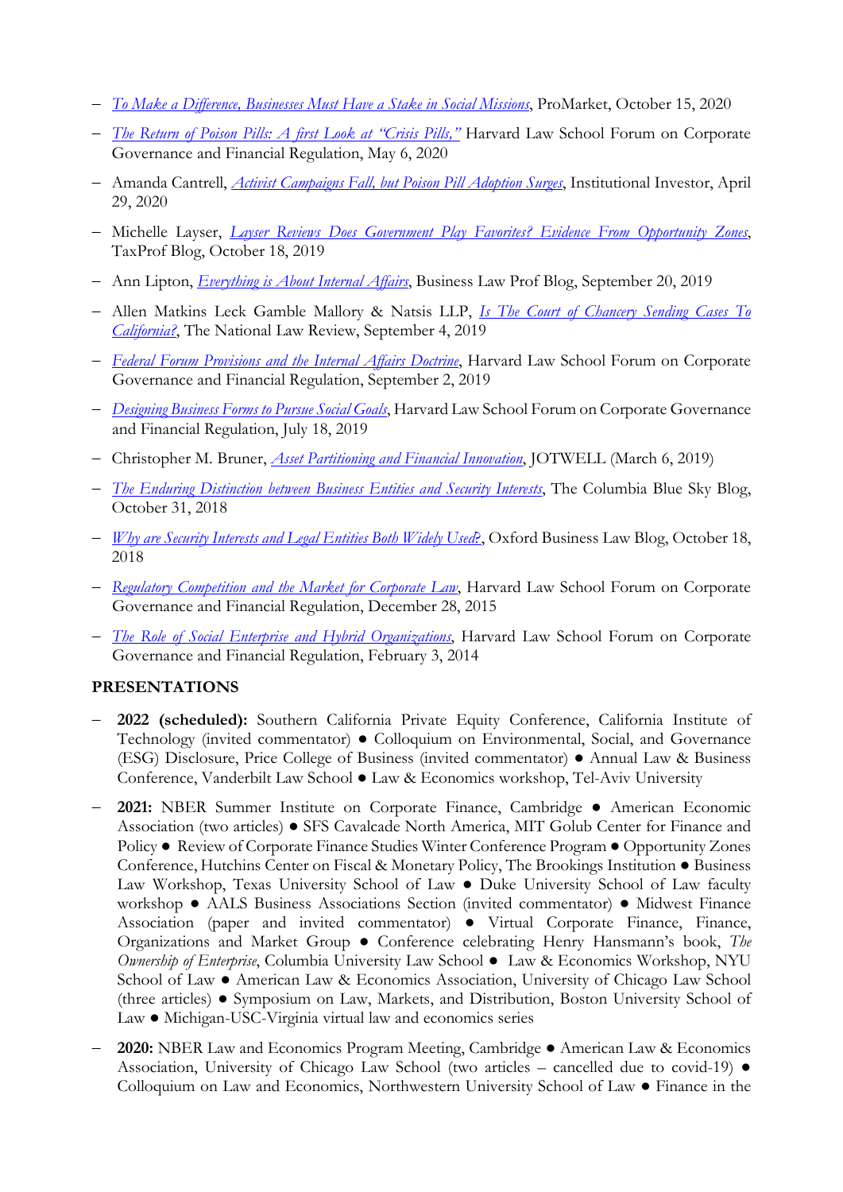- *To Make a Difference, Businesses Must Have a Stake in Social Missions*, ProMarket, October 15, 2020
- *The Return of Poison Pills: A first Look at "Crisis Pills,"* Harvard Law School Forum on Corporate Governance and Financial Regulation, May 6, 2020
- Amanda Cantrell, *Activist Campaigns Fall, but Poison Pill Adoption Surges*, Institutional Investor, April 29, 2020
- Michelle Layser, *Layser Reviews Does Government Play Favorites? Evidence From Opportunity Zones*, TaxProf Blog, October 18, 2019
- Ann Lipton, *Everything is About Internal Affairs*, Business Law Prof Blog, September 20, 2019
- Allen Matkins Leck Gamble Mallory & Natsis LLP, *Is The Court of Chancery Sending Cases To California?*, The National Law Review, September 4, 2019
- *Federal Forum Provisions and the Internal Affairs Doctrine*, Harvard Law School Forum on Corporate Governance and Financial Regulation, September 2, 2019
- *Designing Business Forms to Pursue Social Goals*, Harvard Law School Forum on Corporate Governance and Financial Regulation, July 18, 2019
- Christopher M. Bruner, *Asset Partitioning and Financial Innovation*, JOTWELL (March 6, 2019)
- *The Enduring Distinction between Business Entities and Security Interests*, The Columbia Blue Sky Blog, October 31, 2018
- *Why are Security Interests and Legal Entities Both Widely Used?*, Oxford Business Law Blog, October 18, 2018
- *Regulatory Competition and the Market for Corporate Law*, Harvard Law School Forum on Corporate Governance and Financial Regulation, December 28, 2015
- *The Role of Social Enterprise and Hybrid Organizations*, Harvard Law School Forum on Corporate Governance and Financial Regulation, February 3, 2014

## PRESENTATIONS

- **2022 (scheduled):** Southern California Private Equity Conference, California Institute of Technology (invited commentator) ● Colloquium on Environmental, Social, and Governance (ESG) Disclosure, Price College of Business (invited commentator) ● Annual Law & Business Conference, Vanderbilt Law School ● Law & Economics workshop, Tel-Aviv University
- **2021:** NBER Summer Institute on Corporate Finance, Cambridge ● American Economic Association (two articles) ● SFS Cavalcade North America, MIT Golub Center for Finance and Policy ● Review of Corporate Finance Studies Winter Conference Program ● Opportunity Zones Conference, Hutchins Center on Fiscal & Monetary Policy, The Brookings Institution ● Business Law Workshop, Texas University School of Law ● Duke University School of Law faculty workshop ● AALS Business Associations Section (invited commentator) ● Midwest Finance Association (paper and invited commentator) ● Virtual Corporate Finance, Finance, Organizations and Market Group ● Conference celebrating Henry Hansmann's book, *The Ownership of Enterprise*, Columbia University Law School ● Law & Economics Workshop, NYU School of Law ● American Law & Economics Association, University of Chicago Law School (three articles) ● Symposium on Law, Markets, and Distribution, Boston University School of Law ● Michigan-USC-Virginia virtual law and economics series
- **2020:** NBER Law and Economics Program Meeting, Cambridge ● American Law & Economics Association, University of Chicago Law School (two articles – cancelled due to covid-19) ● Colloquium on Law and Economics, Northwestern University School of Law ● Finance in the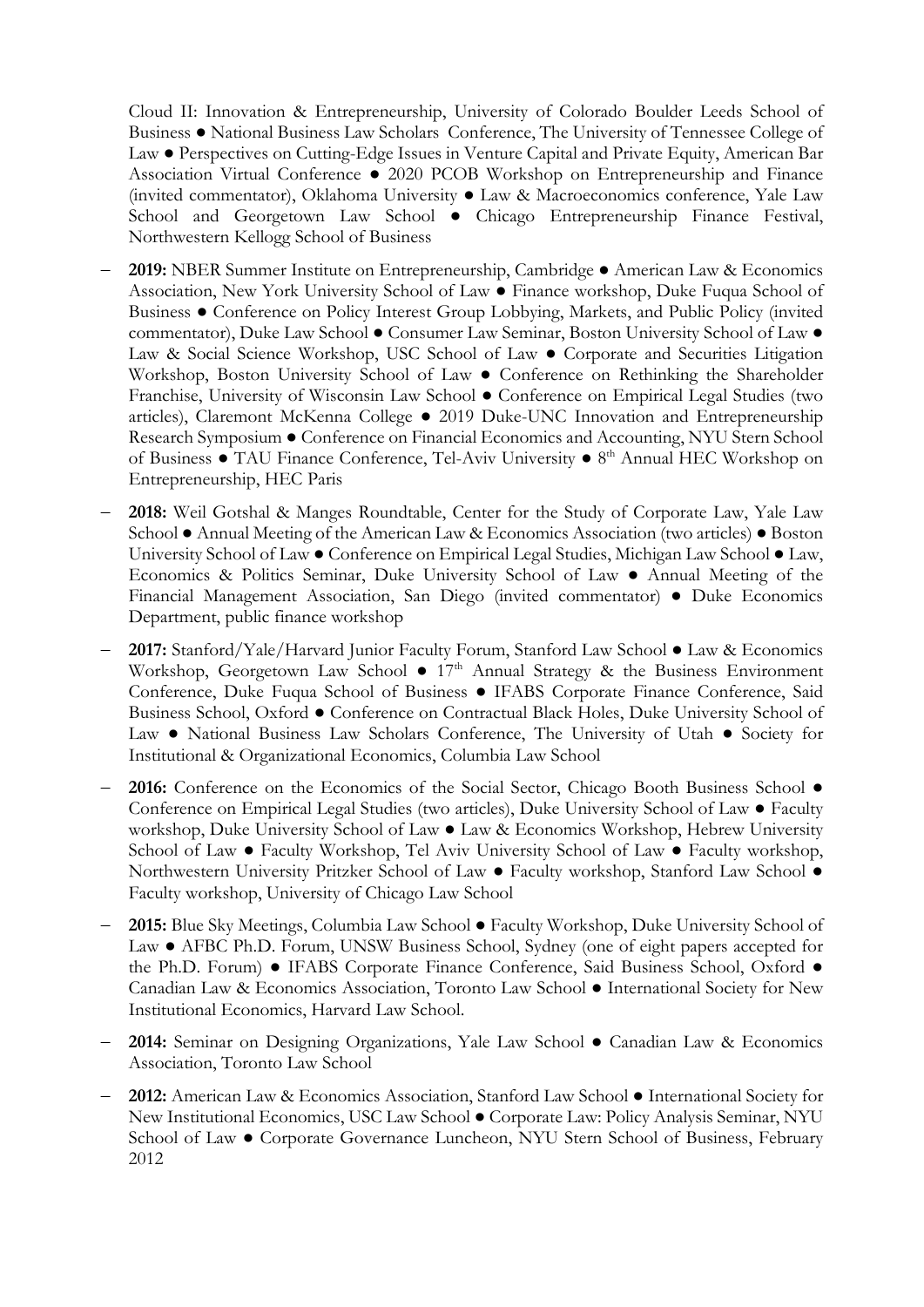Cloud II: Innovation & Entrepreneurship, University of Colorado Boulder Leeds School of Business ● National Business Law Scholars Conference, The University of Tennessee College of Law ● Perspectives on Cutting-Edge Issues in Venture Capital and Private Equity, American Bar Association Virtual Conference ● 2020 PCOB Workshop on Entrepreneurship and Finance (invited commentator), Oklahoma University ● Law & Macroeconomics conference, Yale Law School and Georgetown Law School ● Chicago Entrepreneurship Finance Festival, Northwestern Kellogg School of Business

- **2019:** NBER Summer Institute on Entrepreneurship, Cambridge ● American Law & Economics Association, New York University School of Law ● Finance workshop, Duke Fuqua School of Business ● Conference on Policy Interest Group Lobbying, Markets, and Public Policy (invited commentator), Duke Law School ● Consumer Law Seminar, Boston University School of Law ● Law & Social Science Workshop, USC School of Law ● Corporate and Securities Litigation Workshop, Boston University School of Law ● Conference on Rethinking the Shareholder Franchise, University of Wisconsin Law School ● Conference on Empirical Legal Studies (two articles), Claremont McKenna College ● 2019 Duke-UNC Innovation and Entrepreneurship Research Symposium ● Conference on Financial Economics and Accounting, NYU Stern School of Business ● TAU Finance Conference, Tel-Aviv University ● 8th Annual HEC Workshop on Entrepreneurship, HEC Paris
- **2018:** Weil Gotshal & Manges Roundtable, Center for the Study of Corporate Law, Yale Law School ● Annual Meeting of the American Law & Economics Association (two articles) ● Boston University School of Law ● Conference on Empirical Legal Studies, Michigan Law School ● Law, Economics & Politics Seminar, Duke University School of Law ● Annual Meeting of the Financial Management Association, San Diego (invited commentator) ● Duke Economics Department, public finance workshop
- **2017:** Stanford/Yale/Harvard Junior Faculty Forum, Stanford Law School ● Law & Economics Workshop, Georgetown Law School ● 17th Annual Strategy & the Business Environment Conference, Duke Fuqua School of Business ● IFABS Corporate Finance Conference, Said Business School, Oxford ● Conference on Contractual Black Holes, Duke University School of Law ● National Business Law Scholars Conference, The University of Utah ● Society for Institutional & Organizational Economics, Columbia Law School
- **2016:** Conference on the Economics of the Social Sector, Chicago Booth Business School ● Conference on Empirical Legal Studies (two articles), Duke University School of Law ● Faculty workshop, Duke University School of Law ● Law & Economics Workshop, Hebrew University School of Law ● Faculty Workshop, Tel Aviv University School of Law ● Faculty workshop, Northwestern University Pritzker School of Law ● Faculty workshop, Stanford Law School ● Faculty workshop, University of Chicago Law School
- **2015:** Blue Sky Meetings, Columbia Law School ● Faculty Workshop, Duke University School of Law ● AFBC Ph.D. Forum, UNSW Business School, Sydney (one of eight papers accepted for the Ph.D. Forum) ● IFABS Corporate Finance Conference, Said Business School, Oxford ● Canadian Law & Economics Association, Toronto Law School ● International Society for New Institutional Economics, Harvard Law School.
- **2014:** Seminar on Designing Organizations, Yale Law School ● Canadian Law & Economics Association, Toronto Law School
- **2012:** American Law & Economics Association, Stanford Law School ● International Society for New Institutional Economics, USC Law School ● Corporate Law: Policy Analysis Seminar, NYU School of Law ● Corporate Governance Luncheon, NYU Stern School of Business, February 2012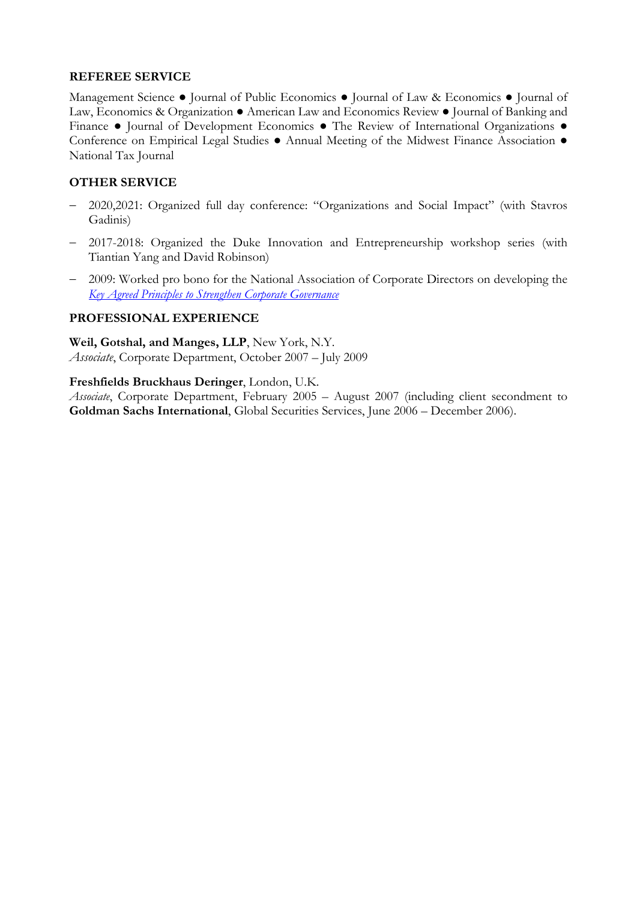## REFEREE SERVICE

Management Science ● Journal of Public Economics ● Journal of Law & Economics ● Journal of Law, Economics & Organization ● American Law and Economics Review ● Journal of Banking and Finance ● Journal of Development Economics ● The Review of International Organizations ● Conference on Empirical Legal Studies ● Annual Meeting of the Midwest Finance Association ● National Tax Journal

## OTHER SERVICE

- 2020,2021: Organized full day conference: "Organizations and Social Impact" (with Stavros Gadinis)
- 2017-2018: Organized the Duke Innovation and Entrepreneurship workshop series (with Tiantian Yang and David Robinson)
- 2009: Worked pro bono for the National Association of Corporate Directors on developing the *Key Agreed Principles to Strengthen Corporate Governance*

## PROFESSIONAL EXPERIENCE

**Weil, Gotshal, and Manges, LLP**, New York, N.Y.
*Associate*, Corporate Department, October 2007 – July 2009

**Freshfields Bruckhaus Deringer**, London, U.K.
*Associate*, Corporate Department, February 2005 – August 2007 (including client secondment to **Goldman Sachs International**, Global Securities Services, June 2006 – December 2006).